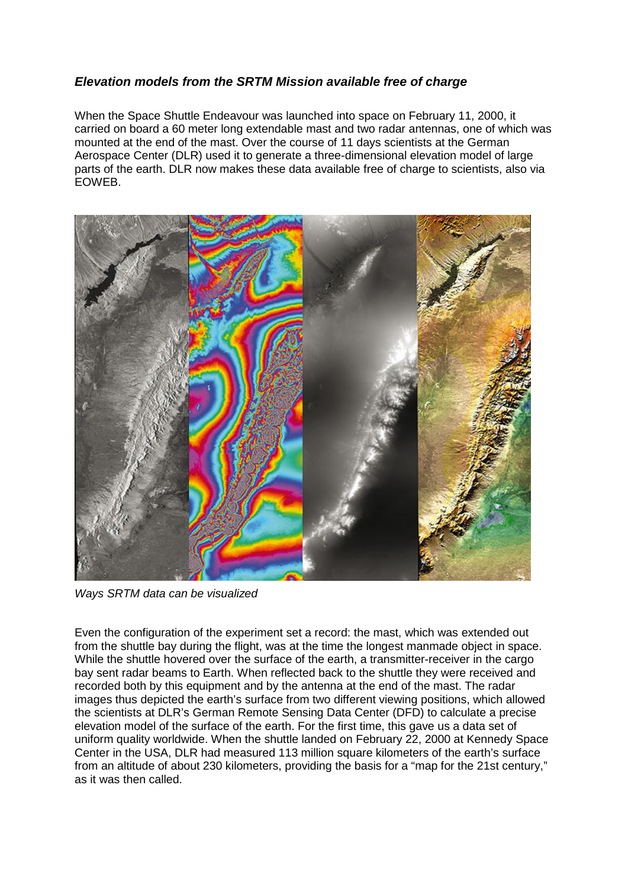***Elevation models from the SRTM Mission available free of charge***

When the Space Shuttle Endeavour was launched into space on February 11, 2000, it carried on board a 60 meter long extendable mast and two radar antennas, one of which was mounted at the end of the mast. Over the course of 11 days scientists at the German Aerospace Center (DLR) used it to generate a three-dimensional elevation model of large parts of the earth. DLR now makes these data available free of charge to scientists, also via EOWEB.

*Ways SRTM data can be visualized*

Even the configuration of the experiment set a record: the mast, which was extended out from the shuttle bay during the flight, was at the time the longest manmade object in space. While the shuttle hovered over the surface of the earth, a transmitter-receiver in the cargo bay sent radar beams to Earth. When reflected back to the shuttle they were received and recorded both by this equipment and by the antenna at the end of the mast. The radar images thus depicted the earth's surface from two different viewing positions, which allowed the scientists at DLR's German Remote Sensing Data Center (DFD) to calculate a precise elevation model of the surface of the earth. For the first time, this gave us a data set of uniform quality worldwide. When the shuttle landed on February 22, 2000 at Kennedy Space Center in the USA, DLR had measured 113 million square kilometers of the earth's surface from an altitude of about 230 kilometers, providing the basis for a "map for the 21st century," as it was then called.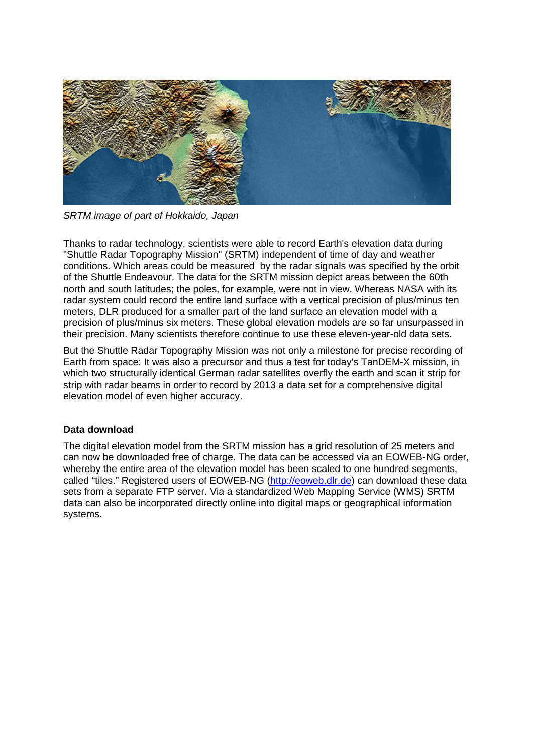*SRTM image of part of Hokkaido, Japan*

Thanks to radar technology, scientists were able to record Earth's elevation data during "Shuttle Radar Topography Mission" (SRTM) independent of time of day and weather conditions. Which areas could be measured by the radar signals was specified by the orbit of the Shuttle Endeavour. The data for the SRTM mission depict areas between the 60th north and south latitudes; the poles, for example, were not in view. Whereas NASA with its radar system could record the entire land surface with a vertical precision of plus/minus ten meters, DLR produced for a smaller part of the land surface an elevation model with a precision of plus/minus six meters. These global elevation models are so far unsurpassed in their precision. Many scientists therefore continue to use these eleven-year-old data sets.

But the Shuttle Radar Topography Mission was not only a milestone for precise recording of Earth from space: It was also a precursor and thus a test for today's TanDEM-X mission, in which two structurally identical German radar satellites overfly the earth and scan it strip for strip with radar beams in order to record by 2013 a data set for a comprehensive digital elevation model of even higher accuracy.

**Data download**

The digital elevation model from the SRTM mission has a grid resolution of 25 meters and can now be downloaded free of charge. The data can be accessed via an EOWEB-NG order, whereby the entire area of the elevation model has been scaled to one hundred segments, called "tiles." Registered users of EOWEB-NG ([http://eoweb.dlr.de](http://eoweb.dlr.de)) can download these data sets from a separate FTP server. Via a standardized Web Mapping Service (WMS) SRTM data can also be incorporated directly online into digital maps or geographical information systems.